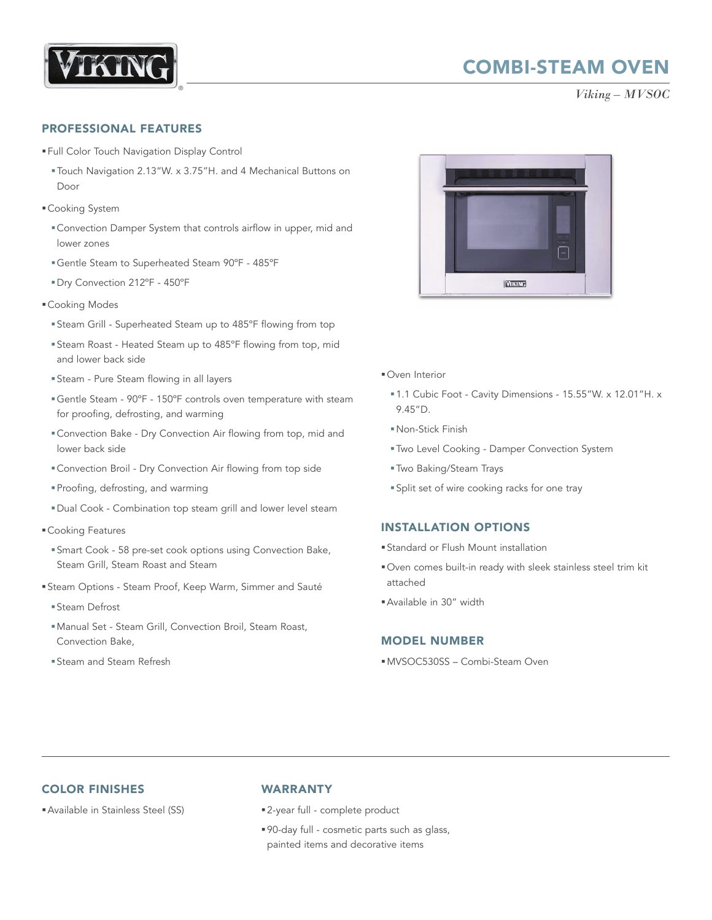# COMBI-STEAM OVEN

*Viking – MVSOC*

## PROFESSIONAL FEATURES

- Full Color Touch Navigation Display Control
  - Touch Navigation 2.13"W. x 3.75"H. and 4 Mechanical Buttons on Door
- Cooking System
  - Convection Damper System that controls airflow in upper, mid and lower zones
  - Gentle Steam to Superheated Steam 90°F - 485°F
  - Dry Convection 212°F - 450°F
- Cooking Modes
  - Steam Grill - Superheated Steam up to 485°F flowing from top
  - Steam Roast - Heated Steam up to 485°F flowing from top, mid and lower back side
  - Steam - Pure Steam flowing in all layers
  - Gentle Steam - 90°F - 150°F controls oven temperature with steam for proofing, defrosting, and warming
  - Convection Bake - Dry Convection Air flowing from top, mid and lower back side
  - Convection Broil - Dry Convection Air flowing from top side
  - Proofing, defrosting, and warming
  - Dual Cook - Combination top steam grill and lower level steam
- Cooking Features
  - Smart Cook - 58 pre-set cook options using Convection Bake, Steam Grill, Steam Roast and Steam
- Steam Options - Steam Proof, Keep Warm, Simmer and Sauté
  - Steam Defrost
  - Manual Set - Steam Grill, Convection Broil, Steam Roast, Convection Bake,
  - Steam and Steam Refresh
- Oven Interior
  - 1.1 Cubic Foot - Cavity Dimensions - 15.55"W. x 12.01"H. x 9.45"D.
  - Non-Stick Finish
  - Two Level Cooking - Damper Convection System
  - Two Baking/Steam Trays
  - Split set of wire cooking racks for one tray

## INSTALLATION OPTIONS

- Standard or Flush Mount installation
- Oven comes built-in ready with sleek stainless steel trim kit attached
- Available in 30" width

## MODEL NUMBER

- MVSOC530SS – Combi-Steam Oven

## COLOR FINISHES

- Available in Stainless Steel (SS)

## WARRANTY

- 2-year full - complete product
- 90-day full - cosmetic parts such as glass, painted items and decorative items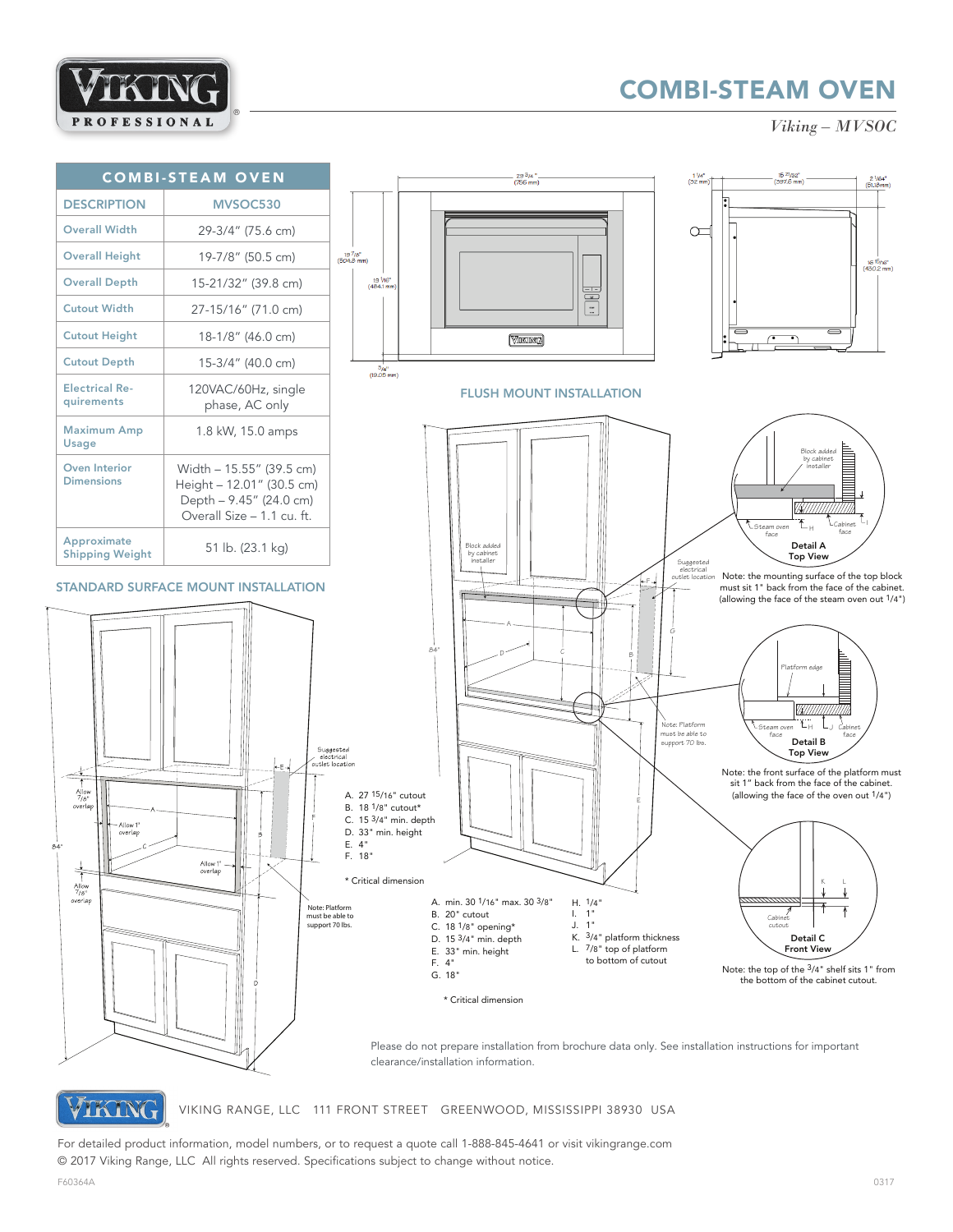# COMBI-STEAM OVEN

*Viking – MVSOC*

| COMBI-STEAM OVEN | |
|---|---|
| DESCRIPTION | MVSOC530 |
| Overall Width | 29-3/4" (75.6 cm) |
| Overall Height | 19-7/8" (50.5 cm) |
| Overall Depth | 15-21/32" (39.8 cm) |
| Cutout Width | 27-15/16" (71.0 cm) |
| Cutout Height | 18-1/8" (46.0 cm) |
| Cutout Depth | 15-3/4" (40.0 cm) |
| Electrical Requirements | 120VAC/60Hz, single phase, AC only |
| Maximum Amp Usage | 1.8 kW, 15.0 amps |
| Oven Interior Dimensions | Width – 15.55" (39.5 cm)<br>Height – 12.01" (30.5 cm)<br>Depth – 9.45" (24.0 cm)<br>Overall Size – 1.1 cu. ft. |
| Approximate Shipping Weight | 51 lb. (23.1 kg) |

29 3/4" (756 mm)
19 7/8" (504.8 mm)
19 1/16" (484.1 mm)
3/4" (19.05 mm)
1 1/4" (32 mm)
15 21/32" (397.8 mm)
2 1/64" (51.18 mm)
16 15/16" (430.2 mm)

## STANDARD SURFACE MOUNT INSTALLATION

Allow 7/8" overlap
Allow 1" overlap
Allow 1" overlap
Allow 7/8" overlap
84"
Suggested electrical outlet location
Note: Platform must be able to support 70 lbs.

A. 27 15/16" cutout
B. 18 1/8" cutout*
C. 15 3/4" min. depth
D. 33" min. height
E. 4"
F. 18"

\* Critical dimension

## FLUSH MOUNT INSTALLATION

Block added by cabinet installer
Suggested electrical outlet location
84"
Note: Platform must be able to support 70 lbs.

A. min. 30 1/16" max. 30 3/8"
B. 20" cutout
C. 18 1/8" opening*
D. 15 3/4" min. depth
E. 33" min. height
F. 4"
G. 18"
H. 1/4"
I. 1"
J. 1"
K. 3/4" platform thickness
L. 7/8" top of platform to bottom of cutout

\* Critical dimension

**Detail A**
**Top View**

Block added by cabinet installer
Steam oven face
Cabinet face

Note: the mounting surface of the top block must sit 1" back from the face of the cabinet. (allowing the face of the steam oven out 1/4")

**Detail B**
**Top View**

Platform edge
Steam oven face
Cabinet face

Note: the front surface of the platform must sit 1" back from the face of the cabinet. (allowing the face of the oven out 1/4")

**Detail C**
**Front View**

Cabinet cutout

Note: the top of the 3/4" shelf sits 1" from the bottom of the cabinet cutout.

Please do not prepare installation from brochure data only. See installation instructions for important clearance/installation information.

VIKING RANGE, LLC 111 FRONT STREET GREENWOOD, MISSISSIPPI 38930 USA

For detailed product information, model numbers, or to request a quote call 1-888-845-4641 or visit vikingrange.com
© 2017 Viking Range, LLC All rights reserved. Specifications subject to change without notice.

F60364A 0317